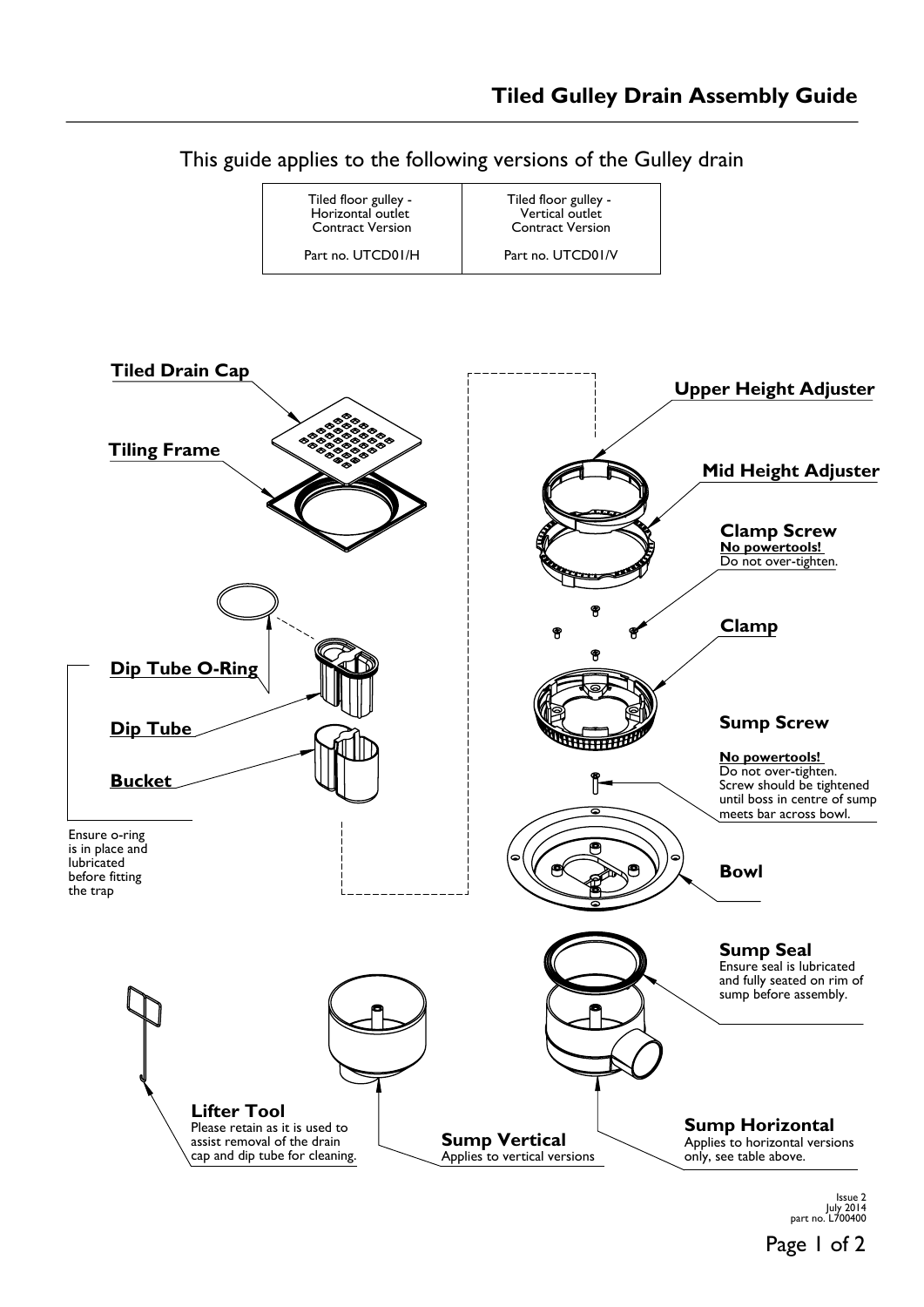# Tiled Gulley Drain Assembly Guide

This guide applies to the following versions of the Gulley drain

| Tiled floor gulley - Horizontal outlet Contract Version | Tiled floor gulley - Vertical outlet Contract Version |
| --- | --- |
| Part no. UTCD01/H | Part no. UTCD01/V |

**Tiled Drain Cap**

**Tiling Frame**

**Upper Height Adjuster**

**Mid Height Adjuster**

**Clamp Screw**
**No powertools!**
Do not over-tighten.

**Clamp**

**Dip Tube O-Ring**

**Dip Tube**

**Bucket**

Ensure o-ring is in place and lubricated before fitting the trap

**Sump Screw**

**No powertools!**
Do not over-tighten.
Screw should be tightened until boss in centre of sump meets bar across bowl.

**Bowl**

**Sump Seal**
Ensure seal is lubricated and fully seated on rim of sump before assembly.

**Lifter Tool**
Please retain as it is used to assist removal of the drain cap and dip tube for cleaning.

**Sump Vertical**
Applies to vertical versions

**Sump Horizontal**
Applies to horizontal versions only, see table above.

Issue 2
July 2014
part no. L700400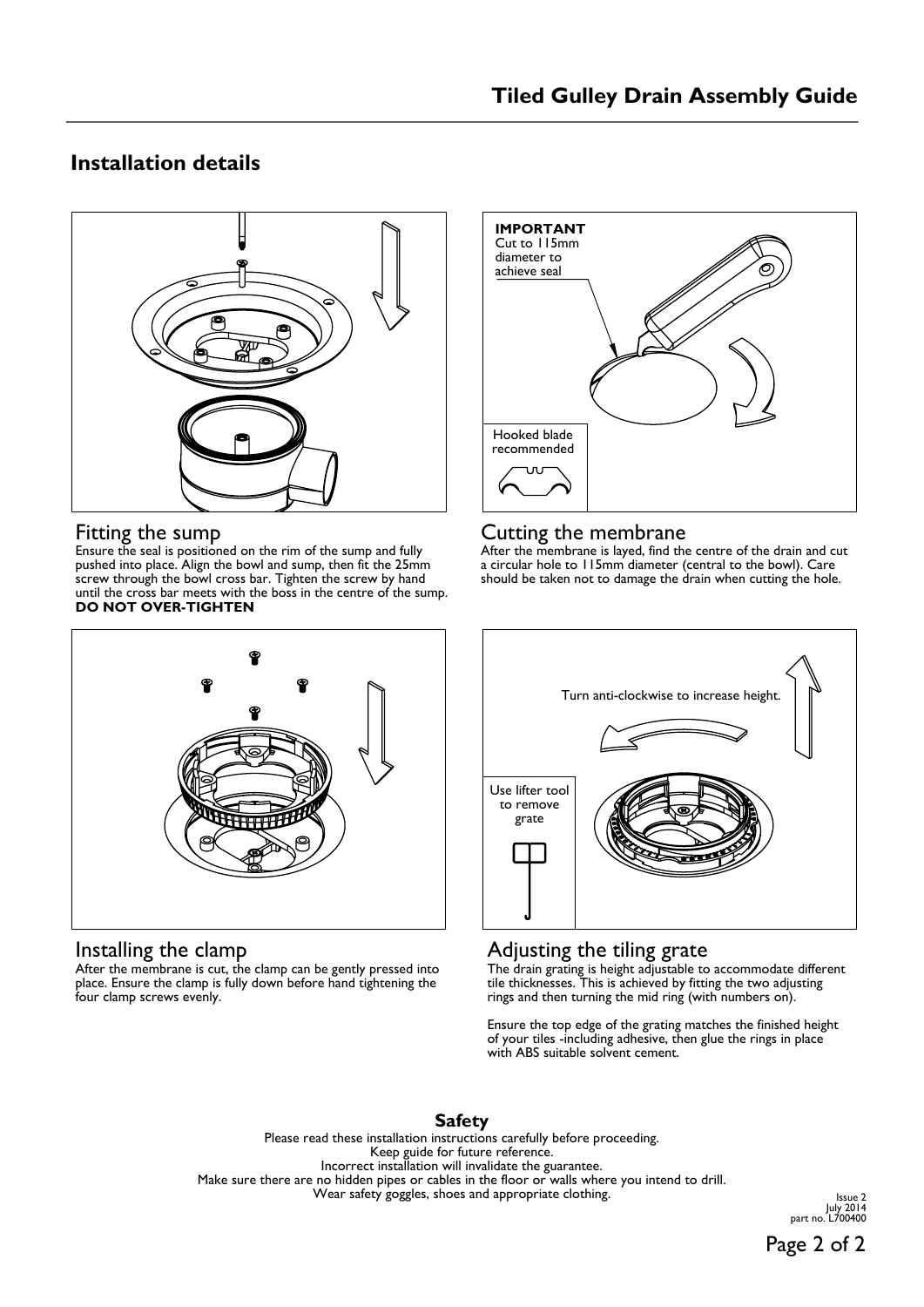# Tiled Gulley Drain Assembly Guide

## Installation details

### Fitting the sump

Ensure the seal is positioned on the rim of the sump and fully pushed into place. Align the bowl and sump, then fit the 25mm screw through the bowl cross bar. Tighten the screw by hand until the cross bar meets with the boss in the centre of the sump.
**DO NOT OVER-TIGHTEN**

**IMPORTANT**
Cut to 115mm diameter to achieve seal

Hooked blade recommended

### Cutting the membrane

After the membrane is layed, find the centre of the drain and cut a circular hole to 115mm diameter (central to the bowl). Care should be taken not to damage the drain when cutting the hole.

### Installing the clamp

After the membrane is cut, the clamp can be gently pressed into place. Ensure the clamp is fully down before hand tightening the four clamp screws evenly.

Turn anti-clockwise to increase height.

Use lifter tool to remove grate

### Adjusting the tiling grate

The drain grating is height adjustable to accommodate different tile thicknesses. This is achieved by fitting the two adjusting rings and then turning the mid ring (with numbers on).

Ensure the top edge of the grating matches the finished height of your tiles -including adhesive, then glue the rings in place with ABS suitable solvent cement.

**Safety**

Please read these installation instructions carefully before proceeding.
Keep guide for future reference.
Incorrect installation will invalidate the guarantee.
Make sure there are no hidden pipes or cables in the floor or walls where you intend to drill.
Wear safety goggles, shoes and appropriate clothing.

Issue 2
July 2014
part no. L700400